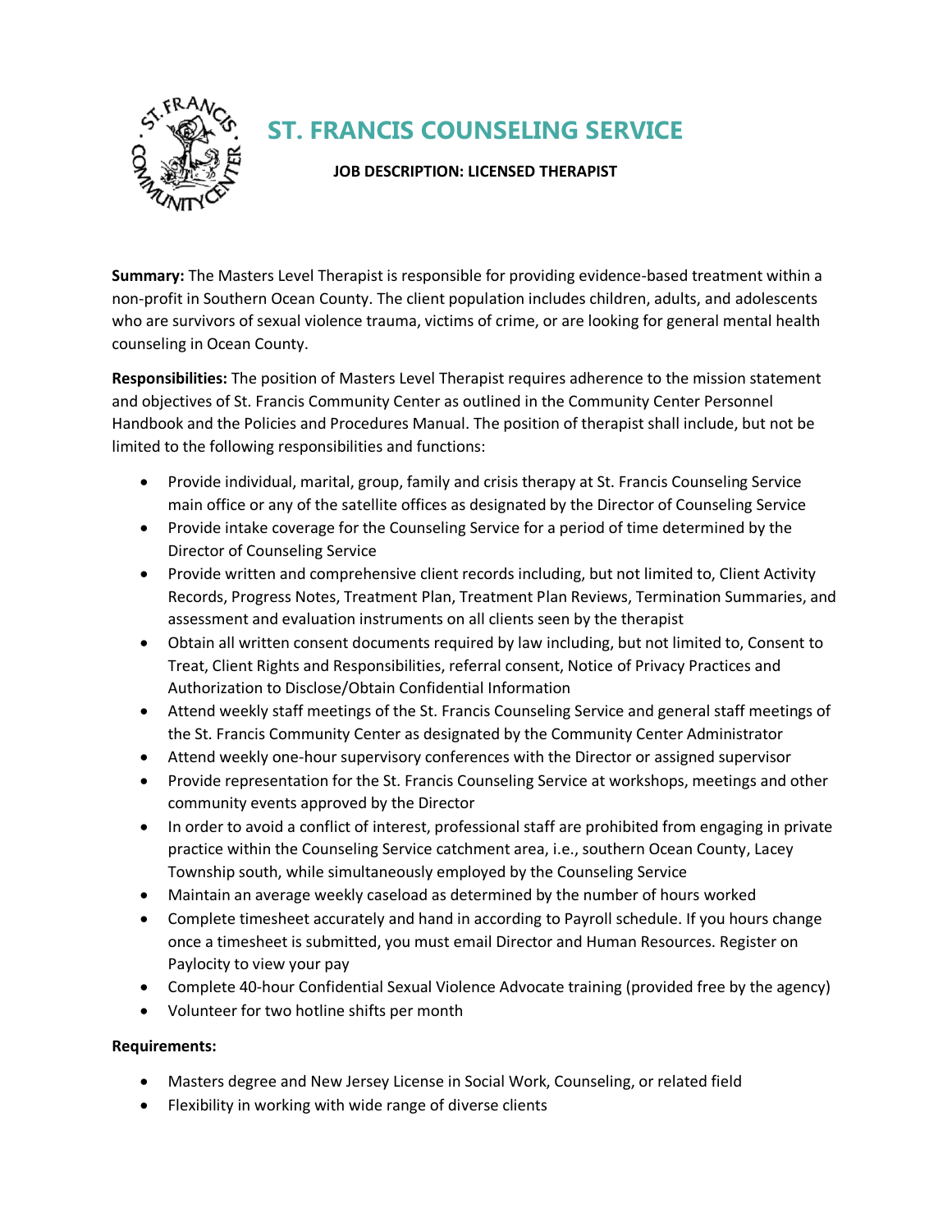# ST. FRANCIS COUNSELING SERVICE

**JOB DESCRIPTION: LICENSED THERAPIST**

**Summary:** The Masters Level Therapist is responsible for providing evidence-based treatment within a non-profit in Southern Ocean County. The client population includes children, adults, and adolescents who are survivors of sexual violence trauma, victims of crime, or are looking for general mental health counseling in Ocean County.

**Responsibilities:** The position of Masters Level Therapist requires adherence to the mission statement and objectives of St. Francis Community Center as outlined in the Community Center Personnel Handbook and the Policies and Procedures Manual. The position of therapist shall include, but not be limited to the following responsibilities and functions:

- Provide individual, marital, group, family and crisis therapy at St. Francis Counseling Service main office or any of the satellite offices as designated by the Director of Counseling Service
- Provide intake coverage for the Counseling Service for a period of time determined by the Director of Counseling Service
- Provide written and comprehensive client records including, but not limited to, Client Activity Records, Progress Notes, Treatment Plan, Treatment Plan Reviews, Termination Summaries, and assessment and evaluation instruments on all clients seen by the therapist
- Obtain all written consent documents required by law including, but not limited to, Consent to Treat, Client Rights and Responsibilities, referral consent, Notice of Privacy Practices and Authorization to Disclose/Obtain Confidential Information
- Attend weekly staff meetings of the St. Francis Counseling Service and general staff meetings of the St. Francis Community Center as designated by the Community Center Administrator
- Attend weekly one-hour supervisory conferences with the Director or assigned supervisor
- Provide representation for the St. Francis Counseling Service at workshops, meetings and other community events approved by the Director
- In order to avoid a conflict of interest, professional staff are prohibited from engaging in private practice within the Counseling Service catchment area, i.e., southern Ocean County, Lacey Township south, while simultaneously employed by the Counseling Service
- Maintain an average weekly caseload as determined by the number of hours worked
- Complete timesheet accurately and hand in according to Payroll schedule. If you hours change once a timesheet is submitted, you must email Director and Human Resources. Register on Paylocity to view your pay
- Complete 40-hour Confidential Sexual Violence Advocate training (provided free by the agency)
- Volunteer for two hotline shifts per month

**Requirements:**

- Masters degree and New Jersey License in Social Work, Counseling, or related field
- Flexibility in working with wide range of diverse clients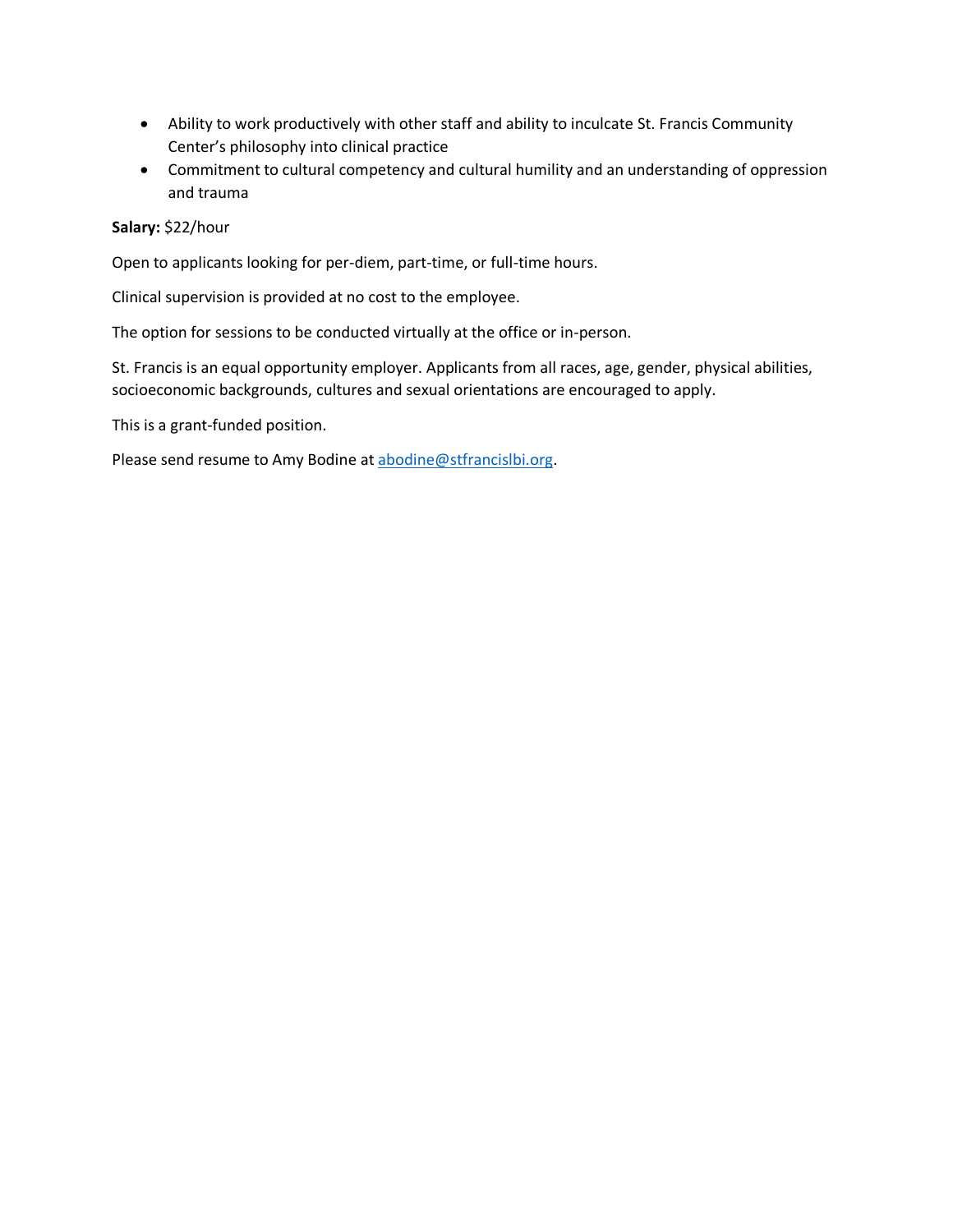- Ability to work productively with other staff and ability to inculcate St. Francis Community Center's philosophy into clinical practice
- Commitment to cultural competency and cultural humility and an understanding of oppression and trauma

**Salary:** $22/hour

Open to applicants looking for per-diem, part-time, or full-time hours.

Clinical supervision is provided at no cost to the employee.

The option for sessions to be conducted virtually at the office or in-person.

St. Francis is an equal opportunity employer. Applicants from all races, age, gender, physical abilities, socioeconomic backgrounds, cultures and sexual orientations are encouraged to apply.

This is a grant-funded position.

Please send resume to Amy Bodine at abodine@stfrancislbi.org.